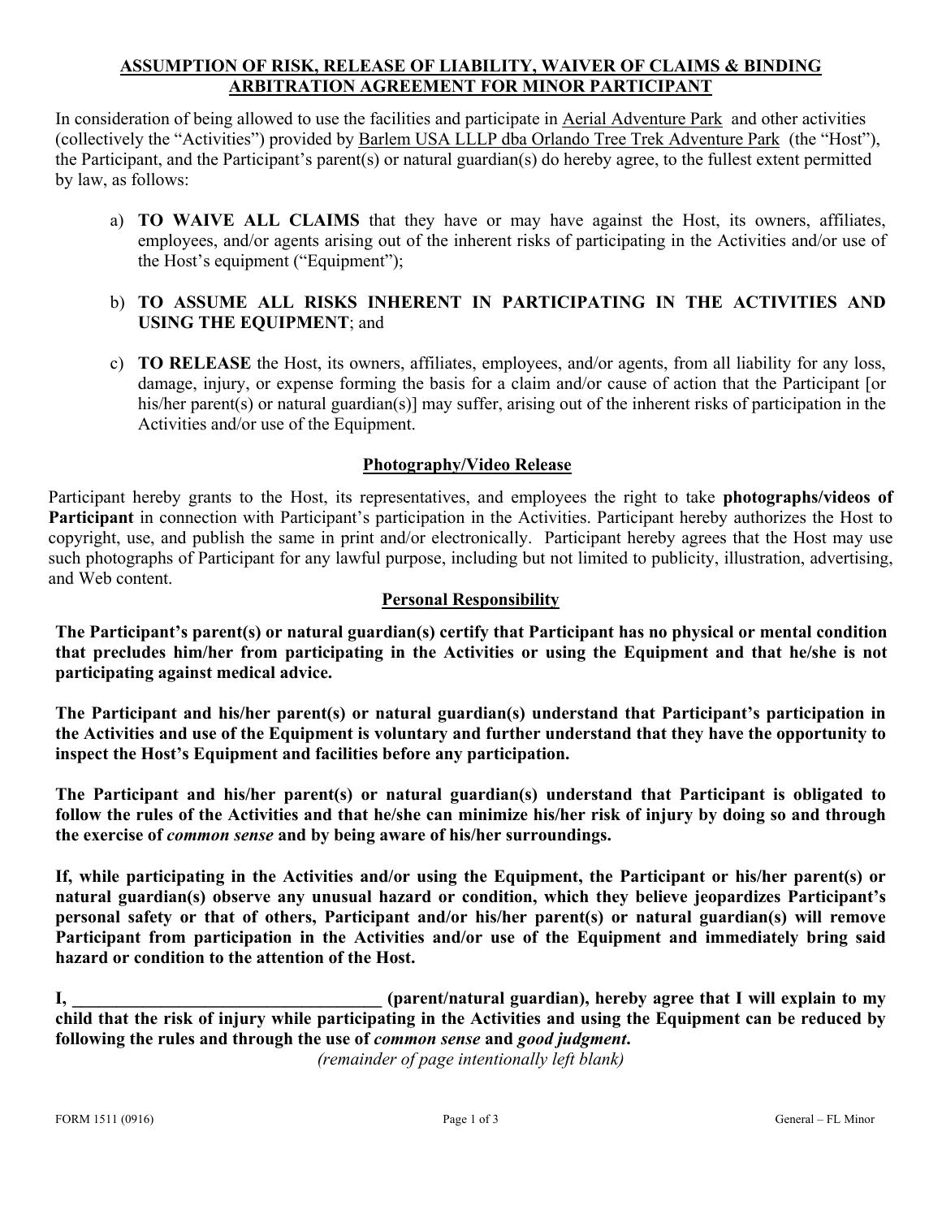## ASSUMPTION OF RISK, RELEASE OF LIABILITY, WAIVER OF CLAIMS & BINDING ARBITRATION AGREEMENT FOR MINOR PARTICIPANT

In consideration of being allowed to use the facilities and participate in Aerial Adventure Park and other activities (collectively the "Activities") provided by Barlem USA LLLP dba Orlando Tree Trek Adventure Park (the "Host"), the Participant, and the Participant's parent(s) or natural guardian(s) do hereby agree, to the fullest extent permitted by law, as follows:

a) **TO WAIVE ALL CLAIMS** that they have or may have against the Host, its owners, affiliates, employees, and/or agents arising out of the inherent risks of participating in the Activities and/or use of the Host's equipment ("Equipment");

b) **TO ASSUME ALL RISKS INHERENT IN PARTICIPATING IN THE ACTIVITIES AND USING THE EQUIPMENT**; and

c) **TO RELEASE** the Host, its owners, affiliates, employees, and/or agents, from all liability for any loss, damage, injury, or expense forming the basis for a claim and/or cause of action that the Participant [or his/her parent(s) or natural guardian(s)] may suffer, arising out of the inherent risks of participation in the Activities and/or use of the Equipment.

### Photography/Video Release

Participant hereby grants to the Host, its representatives, and employees the right to take **photographs/videos of Participant** in connection with Participant's participation in the Activities. Participant hereby authorizes the Host to copyright, use, and publish the same in print and/or electronically. Participant hereby agrees that the Host may use such photographs of Participant for any lawful purpose, including but not limited to publicity, illustration, advertising, and Web content.

### Personal Responsibility

**The Participant's parent(s) or natural guardian(s) certify that Participant has no physical or mental condition that precludes him/her from participating in the Activities or using the Equipment and that he/she is not participating against medical advice.**

**The Participant and his/her parent(s) or natural guardian(s) understand that Participant's participation in the Activities and use of the Equipment is voluntary and further understand that they have the opportunity to inspect the Host's Equipment and facilities before any participation.**

**The Participant and his/her parent(s) or natural guardian(s) understand that Participant is obligated to follow the rules of the Activities and that he/she can minimize his/her risk of injury by doing so and through the exercise of *common sense* and by being aware of his/her surroundings.**

**If, while participating in the Activities and/or using the Equipment, the Participant or his/her parent(s) or natural guardian(s) observe any unusual hazard or condition, which they believe jeopardizes Participant's personal safety or that of others, Participant and/or his/her parent(s) or natural guardian(s) will remove Participant from participation in the Activities and/or use of the Equipment and immediately bring said hazard or condition to the attention of the Host.**

**I, ____________________________________ (parent/natural guardian), hereby agree that I will explain to my child that the risk of injury while participating in the Activities and using the Equipment can be reduced by following the rules and through the use of *common sense* and *good judgment*.**

*(remainder of page intentionally left blank)*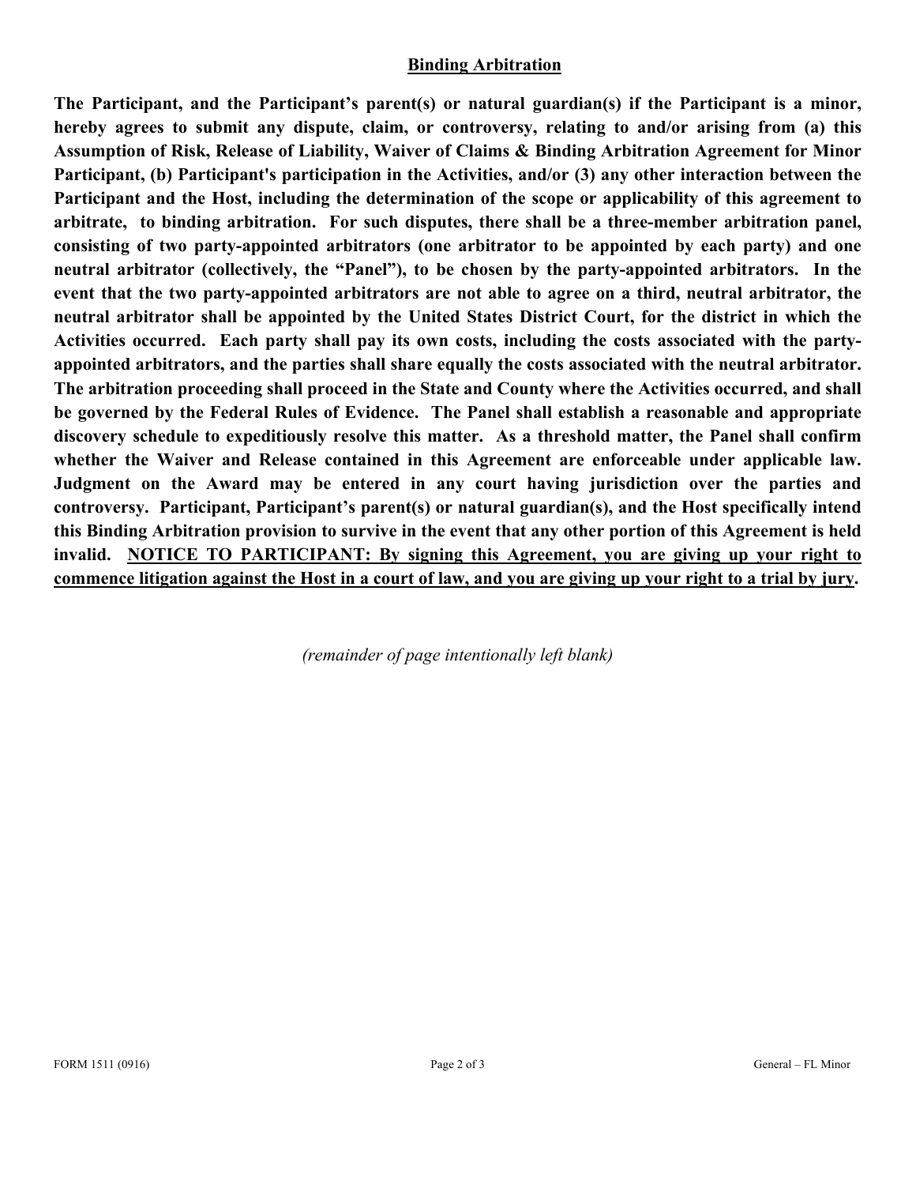## Binding Arbitration

**The Participant, and the Participant's parent(s) or natural guardian(s) if the Participant is a minor, hereby agrees to submit any dispute, claim, or controversy, relating to and/or arising from (a) this Assumption of Risk, Release of Liability, Waiver of Claims & Binding Arbitration Agreement for Minor Participant, (b) Participant's participation in the Activities, and/or (3) any other interaction between the Participant and the Host, including the determination of the scope or applicability of this agreement to arbitrate, to binding arbitration. For such disputes, there shall be a three-member arbitration panel, consisting of two party-appointed arbitrators (one arbitrator to be appointed by each party) and one neutral arbitrator (collectively, the "Panel"), to be chosen by the party-appointed arbitrators. In the event that the two party-appointed arbitrators are not able to agree on a third, neutral arbitrator, the neutral arbitrator shall be appointed by the United States District Court, for the district in which the Activities occurred. Each party shall pay its own costs, including the costs associated with the party-appointed arbitrators, and the parties shall share equally the costs associated with the neutral arbitrator. The arbitration proceeding shall proceed in the State and County where the Activities occurred, and shall be governed by the Federal Rules of Evidence. The Panel shall establish a reasonable and appropriate discovery schedule to expeditiously resolve this matter. As a threshold matter, the Panel shall confirm whether the Waiver and Release contained in this Agreement are enforceable under applicable law. Judgment on the Award may be entered in any court having jurisdiction over the parties and controversy. Participant, Participant's parent(s) or natural guardian(s), and the Host specifically intend this Binding Arbitration provision to survive in the event that any other portion of this Agreement is held invalid. NOTICE TO PARTICIPANT: By signing this Agreement, you are giving up your right to commence litigation against the Host in a court of law, and you are giving up your right to a trial by jury.**

*(remainder of page intentionally left blank)*

FORM 1511 (0916) General – FL Minor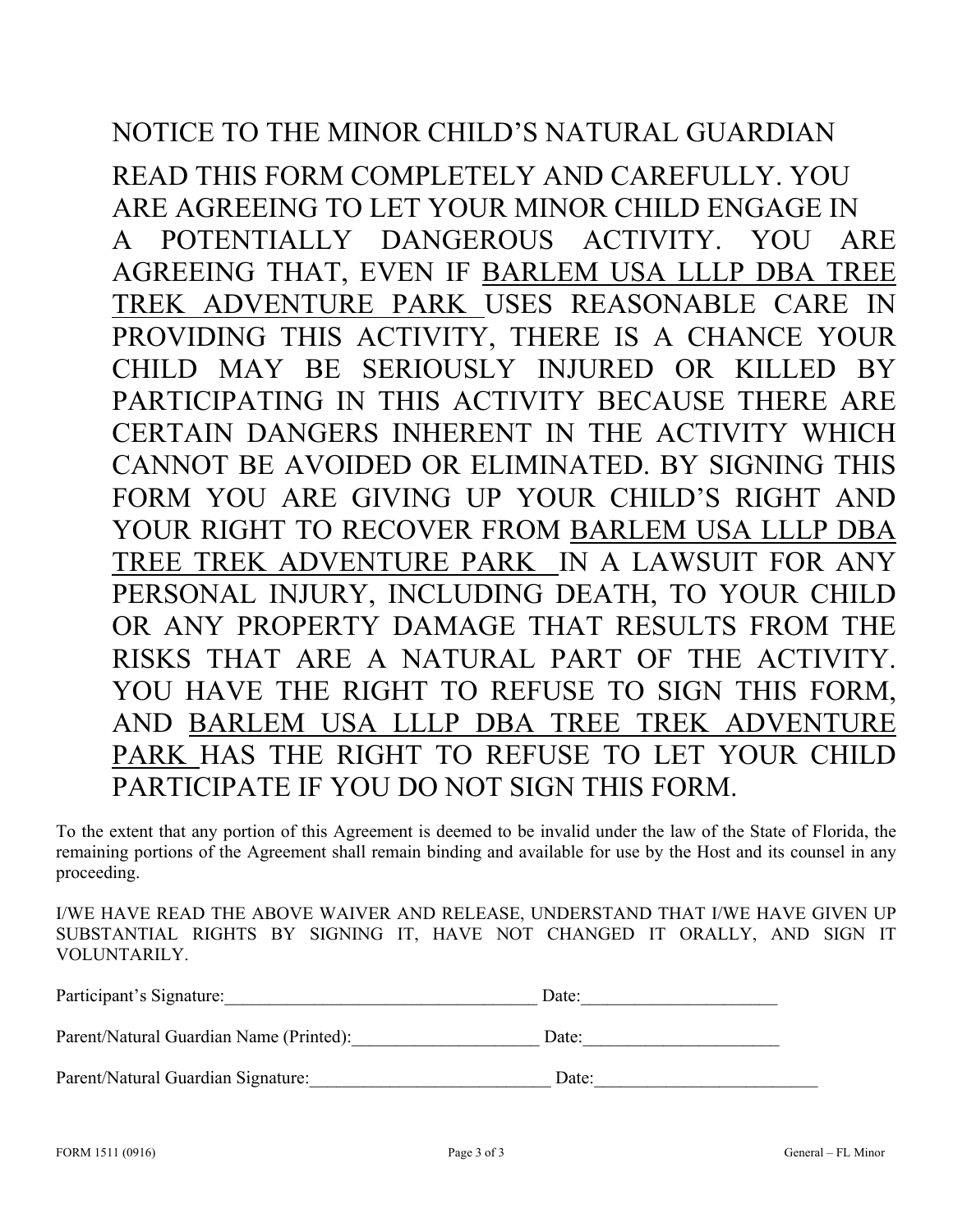NOTICE TO THE MINOR CHILD'S NATURAL GUARDIAN

READ THIS FORM COMPLETELY AND CAREFULLY. YOU ARE AGREEING TO LET YOUR MINOR CHILD ENGAGE IN A POTENTIALLY DANGEROUS ACTIVITY. YOU ARE AGREEING THAT, EVEN IF BARLEM USA LLLP DBA TREE TREK ADVENTURE PARK USES REASONABLE CARE IN PROVIDING THIS ACTIVITY, THERE IS A CHANCE YOUR CHILD MAY BE SERIOUSLY INJURED OR KILLED BY PARTICIPATING IN THIS ACTIVITY BECAUSE THERE ARE CERTAIN DANGERS INHERENT IN THE ACTIVITY WHICH CANNOT BE AVOIDED OR ELIMINATED. BY SIGNING THIS FORM YOU ARE GIVING UP YOUR CHILD'S RIGHT AND YOUR RIGHT TO RECOVER FROM BARLEM USA LLLP DBA TREE TREK ADVENTURE PARK IN A LAWSUIT FOR ANY PERSONAL INJURY, INCLUDING DEATH, TO YOUR CHILD OR ANY PROPERTY DAMAGE THAT RESULTS FROM THE RISKS THAT ARE A NATURAL PART OF THE ACTIVITY. YOU HAVE THE RIGHT TO REFUSE TO SIGN THIS FORM, AND BARLEM USA LLLP DBA TREE TREK ADVENTURE PARK HAS THE RIGHT TO REFUSE TO LET YOUR CHILD PARTICIPATE IF YOU DO NOT SIGN THIS FORM.

To the extent that any portion of this Agreement is deemed to be invalid under the law of the State of Florida, the remaining portions of the Agreement shall remain binding and available for use by the Host and its counsel in any proceeding.

I/WE HAVE READ THE ABOVE WAIVER AND RELEASE, UNDERSTAND THAT I/WE HAVE GIVEN UP SUBSTANTIAL RIGHTS BY SIGNING IT, HAVE NOT CHANGED IT ORALLY, AND SIGN IT VOLUNTARILY.

Participant's Signature:___________________________________ Date:_____________________

Parent/Natural Guardian Name (Printed):____________________ Date:_____________________

Parent/Natural Guardian Signature:__________________________ Date:________________________

FORM 1511 (0916) General – FL Minor